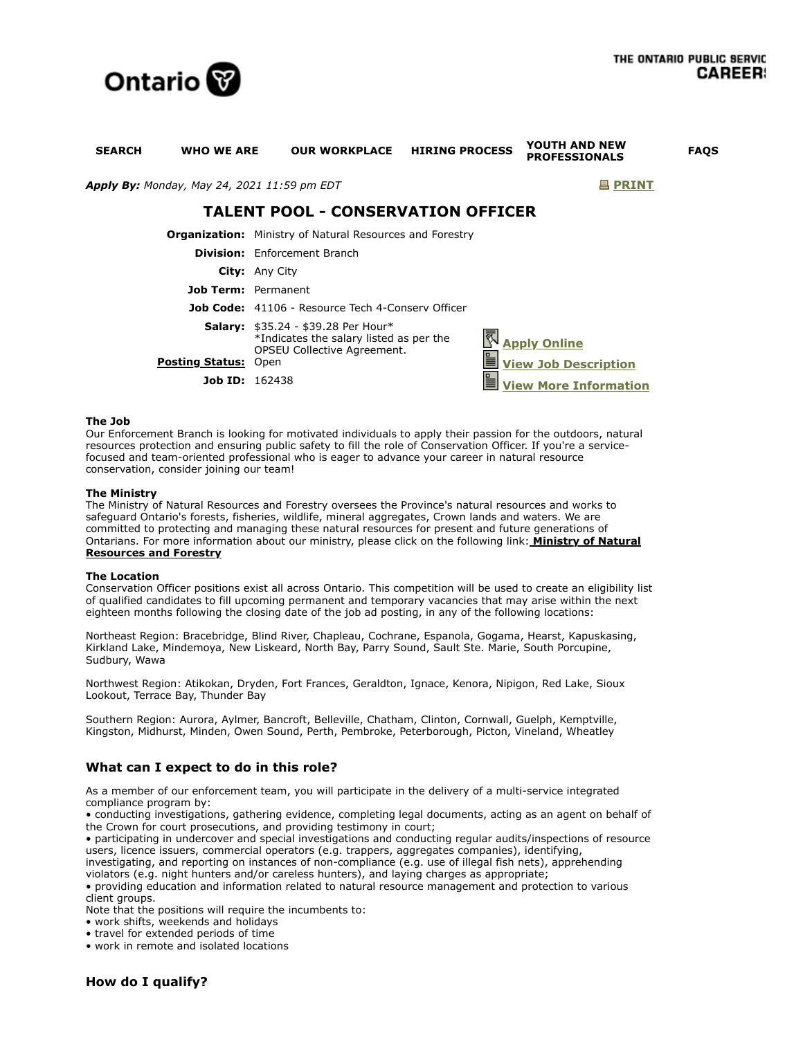Ontario

THE ONTARIO PUBLIC SERVIC
CAREER

SEARCH | WHO WE ARE | OUR WORKPLACE | HIRING PROCESS | YOUTH AND NEW PROFESSIONALS | FAQS

***Apply By:** Monday, May 24, 2021 11:59 pm EDT*

PRINT

# TALENT POOL - CONSERVATION OFFICER

**Organization:** Ministry of Natural Resources and Forestry

**Division:** Enforcement Branch

**City:** Any City

**Job Term:** Permanent

**Job Code:** 41106 - Resource Tech 4-Conserv Officer

**Salary:** $35.24 - $39.28 Per Hour*
*Indicates the salary listed as per the OPSEU Collective Agreement.

**Posting Status:** Open

**Job ID:** 162438

**Apply Online**

**View Job Description**

**View More Information**

**The Job**

Our Enforcement Branch is looking for motivated individuals to apply their passion for the outdoors, natural resources protection and ensuring public safety to fill the role of Conservation Officer. If you're a service-focused and team-oriented professional who is eager to advance your career in natural resource conservation, consider joining our team!

**The Ministry**

The Ministry of Natural Resources and Forestry oversees the Province's natural resources and works to safeguard Ontario's forests, fisheries, wildlife, mineral aggregates, Crown lands and waters. We are committed to protecting and managing these natural resources for present and future generations of Ontarians. For more information about our ministry, please click on the following link: **Ministry of Natural Resources and Forestry**

**The Location**

Conservation Officer positions exist all across Ontario. This competition will be used to create an eligibility list of qualified candidates to fill upcoming permanent and temporary vacancies that may arise within the next eighteen months following the closing date of the job ad posting, in any of the following locations:

Northeast Region: Bracebridge, Blind River, Chapleau, Cochrane, Espanola, Gogama, Hearst, Kapuskasing, Kirkland Lake, Mindemoya, New Liskeard, North Bay, Parry Sound, Sault Ste. Marie, South Porcupine, Sudbury, Wawa

Northwest Region: Atikokan, Dryden, Fort Frances, Geraldton, Ignace, Kenora, Nipigon, Red Lake, Sioux Lookout, Terrace Bay, Thunder Bay

Southern Region: Aurora, Aylmer, Bancroft, Belleville, Chatham, Clinton, Cornwall, Guelph, Kemptville, Kingston, Midhurst, Minden, Owen Sound, Perth, Pembroke, Peterborough, Picton, Vineland, Wheatley

## What can I expect to do in this role?

As a member of our enforcement team, you will participate in the delivery of a multi-service integrated compliance program by:

- conducting investigations, gathering evidence, completing legal documents, acting as an agent on behalf of the Crown for court prosecutions, and providing testimony in court;
- participating in undercover and special investigations and conducting regular audits/inspections of resource users, licence issuers, commercial operators (e.g. trappers, aggregates companies), identifying, investigating, and reporting on instances of non-compliance (e.g. use of illegal fish nets), apprehending violators (e.g. night hunters and/or careless hunters), and laying charges as appropriate;
- providing education and information related to natural resource management and protection to various client groups.

Note that the positions will require the incumbents to:

- work shifts, weekends and holidays
- travel for extended periods of time
- work in remote and isolated locations

## How do I qualify?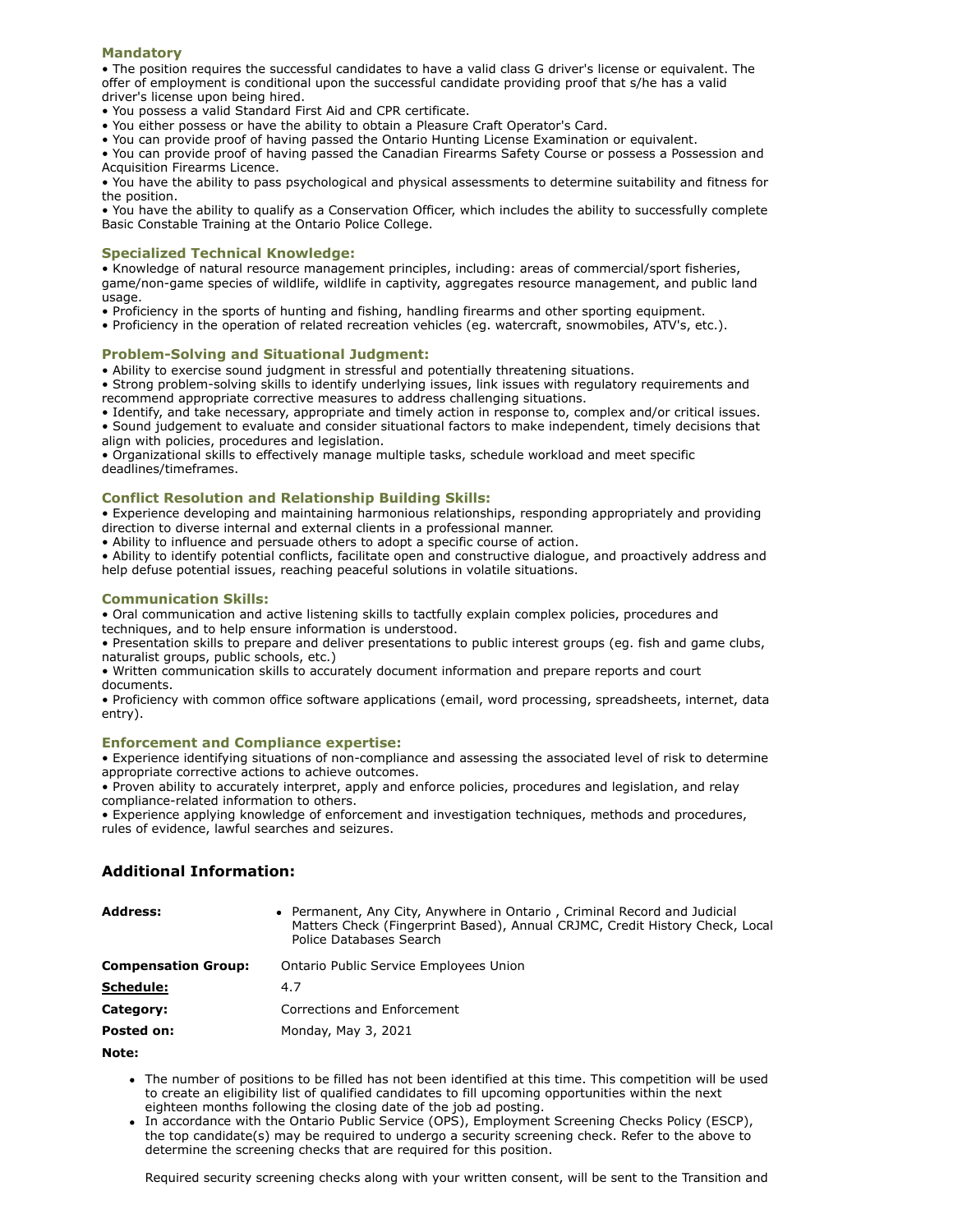### Mandatory

- The position requires the successful candidates to have a valid class G driver's license or equivalent. The offer of employment is conditional upon the successful candidate providing proof that s/he has a valid driver's license upon being hired.
- You possess a valid Standard First Aid and CPR certificate.
- You either possess or have the ability to obtain a Pleasure Craft Operator's Card.
- You can provide proof of having passed the Ontario Hunting License Examination or equivalent.
- You can provide proof of having passed the Canadian Firearms Safety Course or possess a Possession and Acquisition Firearms Licence.
- You have the ability to pass psychological and physical assessments to determine suitability and fitness for the position.
- You have the ability to qualify as a Conservation Officer, which includes the ability to successfully complete Basic Constable Training at the Ontario Police College.

### Specialized Technical Knowledge:

- Knowledge of natural resource management principles, including: areas of commercial/sport fisheries, game/non-game species of wildlife, wildlife in captivity, aggregates resource management, and public land usage.
- Proficiency in the sports of hunting and fishing, handling firearms and other sporting equipment.
- Proficiency in the operation of related recreation vehicles (eg. watercraft, snowmobiles, ATV's, etc.).

### Problem-Solving and Situational Judgment:

- Ability to exercise sound judgment in stressful and potentially threatening situations.
- Strong problem-solving skills to identify underlying issues, link issues with regulatory requirements and recommend appropriate corrective measures to address challenging situations.
- Identify, and take necessary, appropriate and timely action in response to, complex and/or critical issues.
- Sound judgement to evaluate and consider situational factors to make independent, timely decisions that align with policies, procedures and legislation.
- Organizational skills to effectively manage multiple tasks, schedule workload and meet specific deadlines/timeframes.

### Conflict Resolution and Relationship Building Skills:

- Experience developing and maintaining harmonious relationships, responding appropriately and providing direction to diverse internal and external clients in a professional manner.
- Ability to influence and persuade others to adopt a specific course of action.
- Ability to identify potential conflicts, facilitate open and constructive dialogue, and proactively address and help defuse potential issues, reaching peaceful solutions in volatile situations.

### Communication Skills:

- Oral communication and active listening skills to tactfully explain complex policies, procedures and techniques, and to help ensure information is understood.
- Presentation skills to prepare and deliver presentations to public interest groups (eg. fish and game clubs, naturalist groups, public schools, etc.)
- Written communication skills to accurately document information and prepare reports and court documents.
- Proficiency with common office software applications (email, word processing, spreadsheets, internet, data entry).

### Enforcement and Compliance expertise:

- Experience identifying situations of non-compliance and assessing the associated level of risk to determine appropriate corrective actions to achieve outcomes.
- Proven ability to accurately interpret, apply and enforce policies, procedures and legislation, and relay compliance-related information to others.
- Experience applying knowledge of enforcement and investigation techniques, methods and procedures, rules of evidence, lawful searches and seizures.

## Additional Information:

| | |
|---|---|
| **Address:** | • Permanent, Any City, Anywhere in Ontario , Criminal Record and Judicial Matters Check (Fingerprint Based), Annual CRJMC, Credit History Check, Local Police Databases Search |
| **Compensation Group:** | Ontario Public Service Employees Union |
| **Schedule:** | 4.7 |
| **Category:** | Corrections and Enforcement |
| **Posted on:** | Monday, May 3, 2021 |

**Note:**

- The number of positions to be filled has not been identified at this time. This competition will be used to create an eligibility list of qualified candidates to fill upcoming opportunities within the next eighteen months following the closing date of the job ad posting.
- In accordance with the Ontario Public Service (OPS), Employment Screening Checks Policy (ESCP), the top candidate(s) may be required to undergo a security screening check. Refer to the above to determine the screening checks that are required for this position.

  Required security screening checks along with your written consent, will be sent to the Transition and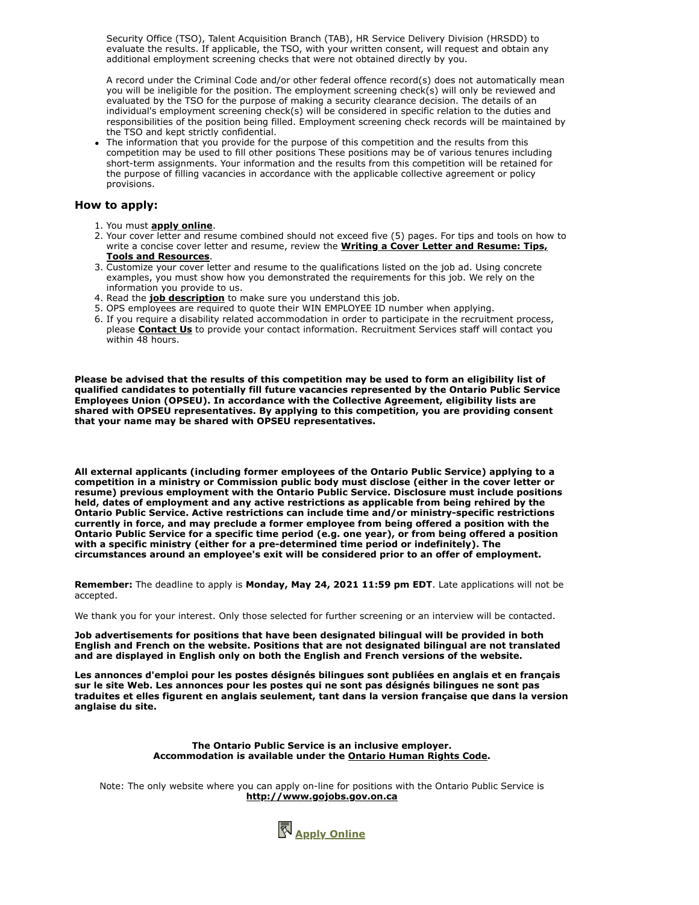Security Office (TSO), Talent Acquisition Branch (TAB), HR Service Delivery Division (HRSDD) to evaluate the results. If applicable, the TSO, with your written consent, will request and obtain any additional employment screening checks that were not obtained directly by you.

A record under the Criminal Code and/or other federal offence record(s) does not automatically mean you will be ineligible for the position. The employment screening check(s) will only be reviewed and evaluated by the TSO for the purpose of making a security clearance decision. The details of an individual's employment screening check(s) will be considered in specific relation to the duties and responsibilities of the position being filled. Employment screening check records will be maintained by the TSO and kept strictly confidential.

- The information that you provide for the purpose of this competition and the results from this competition may be used to fill other positions These positions may be of various tenures including short-term assignments. Your information and the results from this competition will be retained for the purpose of filling vacancies in accordance with the applicable collective agreement or policy provisions.

## How to apply:

1. You must **apply online**.
2. Your cover letter and resume combined should not exceed five (5) pages. For tips and tools on how to write a concise cover letter and resume, review the **Writing a Cover Letter and Resume: Tips, Tools and Resources**.
3. Customize your cover letter and resume to the qualifications listed on the job ad. Using concrete examples, you must show how you demonstrated the requirements for this job. We rely on the information you provide to us.
4. Read the **job description** to make sure you understand this job.
5. OPS employees are required to quote their WIN EMPLOYEE ID number when applying.
6. If you require a disability related accommodation in order to participate in the recruitment process, please **Contact Us** to provide your contact information. Recruitment Services staff will contact you within 48 hours.

**Please be advised that the results of this competition may be used to form an eligibility list of qualified candidates to potentially fill future vacancies represented by the Ontario Public Service Employees Union (OPSEU). In accordance with the Collective Agreement, eligibility lists are shared with OPSEU representatives. By applying to this competition, you are providing consent that your name may be shared with OPSEU representatives.**

**All external applicants (including former employees of the Ontario Public Service) applying to a competition in a ministry or Commission public body must disclose (either in the cover letter or resume) previous employment with the Ontario Public Service. Disclosure must include positions held, dates of employment and any active restrictions as applicable from being rehired by the Ontario Public Service. Active restrictions can include time and/or ministry-specific restrictions currently in force, and may preclude a former employee from being offered a position with the Ontario Public Service for a specific time period (e.g. one year), or from being offered a position with a specific ministry (either for a pre-determined time period or indefinitely). The circumstances around an employee's exit will be considered prior to an offer of employment.**

**Remember:** The deadline to apply is **Monday, May 24, 2021 11:59 pm EDT**. Late applications will not be accepted.

We thank you for your interest. Only those selected for further screening or an interview will be contacted.

**Job advertisements for positions that have been designated bilingual will be provided in both English and French on the website. Positions that are not designated bilingual are not translated and are displayed in English only on both the English and French versions of the website.**

**Les annonces d'emploi pour les postes désignés bilingues sont publiées en anglais et en français sur le site Web. Les annonces pour les postes qui ne sont pas désignés bilingues ne sont pas traduites et elles figurent en anglais seulement, tant dans la version française que dans la version anglaise du site.**

**The Ontario Public Service is an inclusive employer.**
**Accommodation is available under the Ontario Human Rights Code.**

Note: The only website where you can apply on-line for positions with the Ontario Public Service is **http://www.gojobs.gov.on.ca**

**Apply Online**